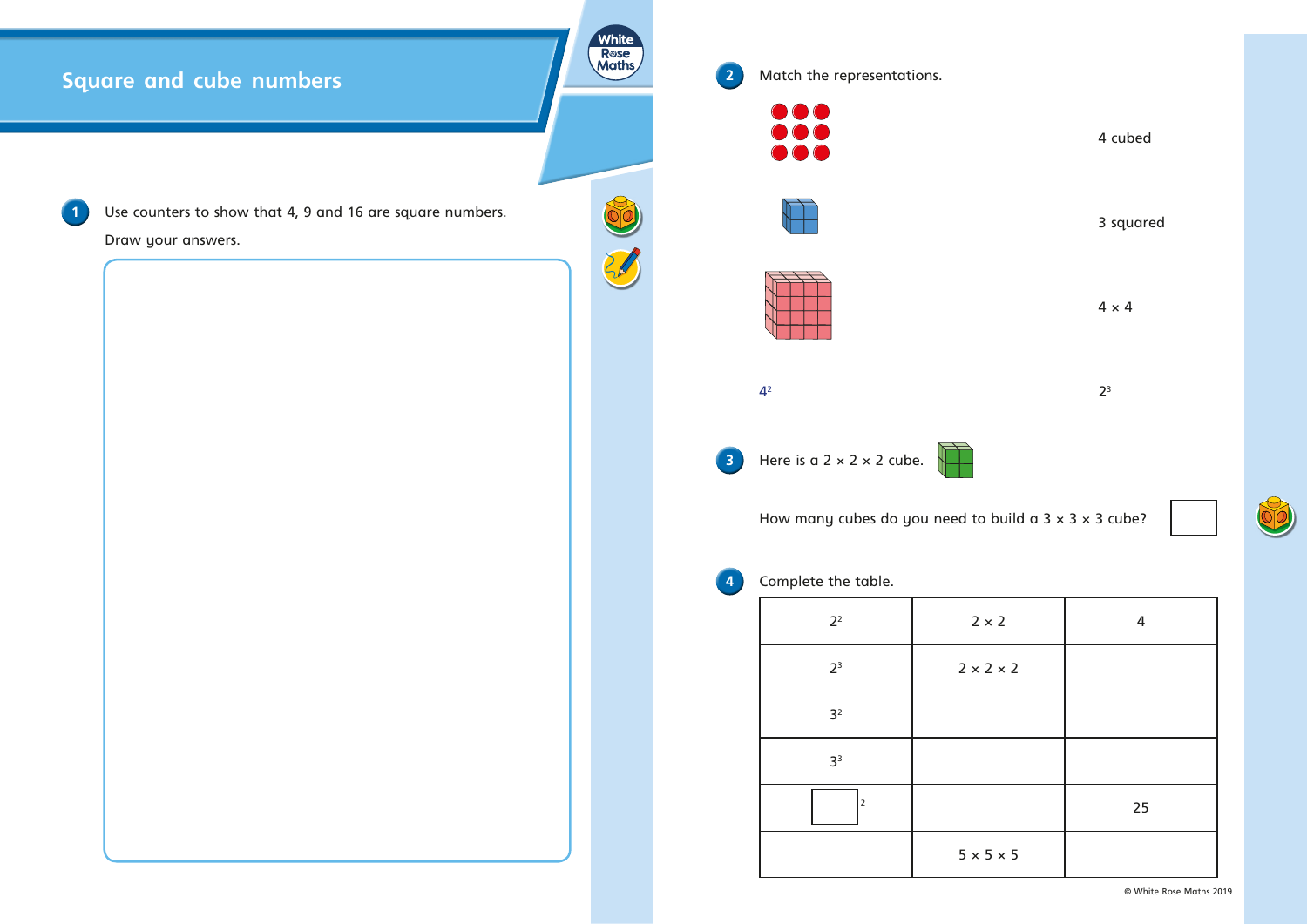# Square and cube numbers

**1** Use counters to show that 4, 9 and 16 are square numbers.

Draw your answers.

**2** Match the representations.

| | |
|---|---|
| | 4 cubed |
| | 3 squared |
| | 4 × 4 |
| $4^2$ | $2^3$ |

**3** Here is a 2 × 2 × 2 cube.

How many cubes do you need to build a 3 × 3 × 3 cube?

**4** Complete the table.

| | | |
|---|---|---|
| $2^2$ | 2 × 2 | 4 |
| $2^3$ | 2 × 2 × 2 | |
| $3^2$ | | |
| $3^3$ | | |
| $\square^2$ | | 25 |
| | 5 × 5 × 5 | |

© White Rose Maths 2019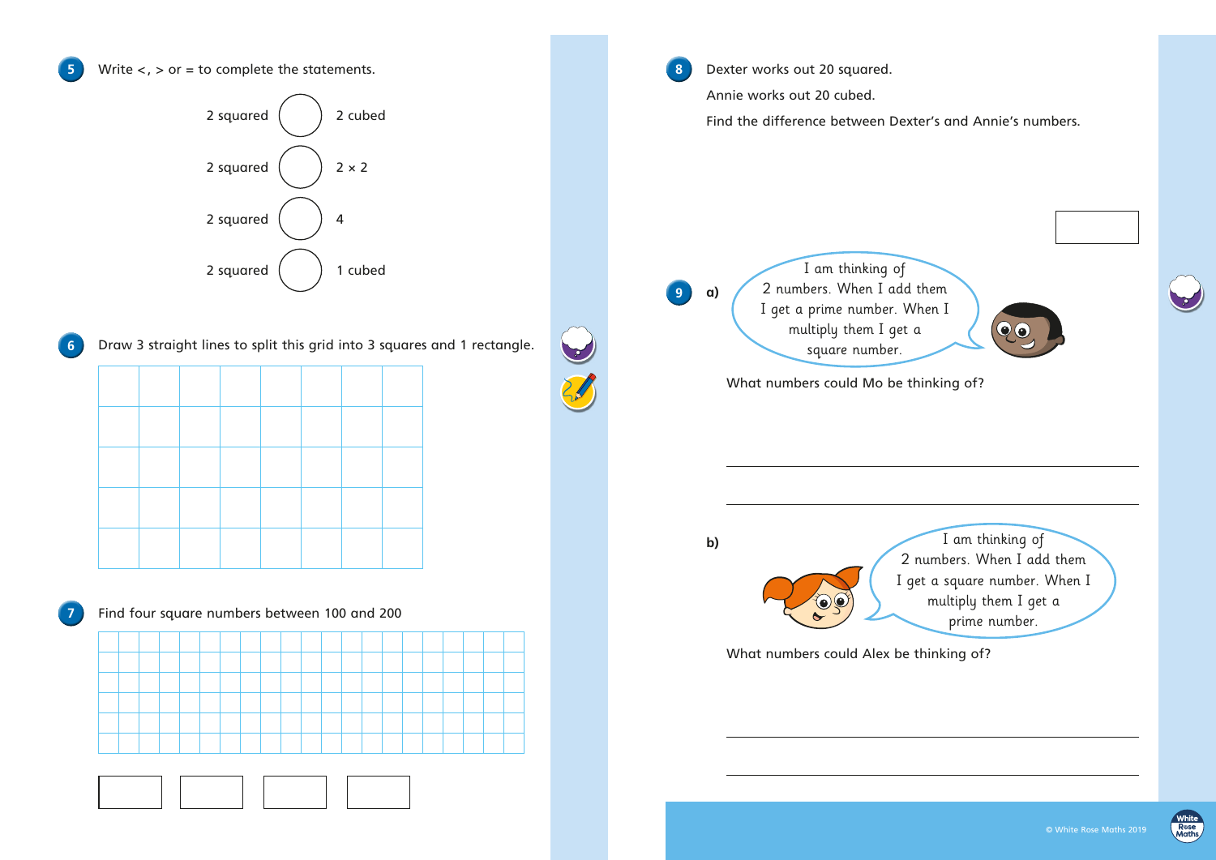**5** Write <, > or = to complete the statements.

2 squared ◯ 2 cubed

2 squared ◯ $2 \times 2$

2 squared ◯ 4

2 squared ◯ 1 cubed

**6** Draw 3 straight lines to split this grid into 3 squares and 1 rectangle.

**7** Find four square numbers between 100 and 200

**8** Dexter works out 20 squared.

Annie works out 20 cubed.

Find the difference between Dexter's and Annie's numbers.

**9** **a)** I am thinking of 2 numbers. When I add them I get a prime number. When I multiply them I get a square number.

What numbers could Mo be thinking of?

**b)** I am thinking of 2 numbers. When I add them I get a square number. When I multiply them I get a prime number.

What numbers could Alex be thinking of?